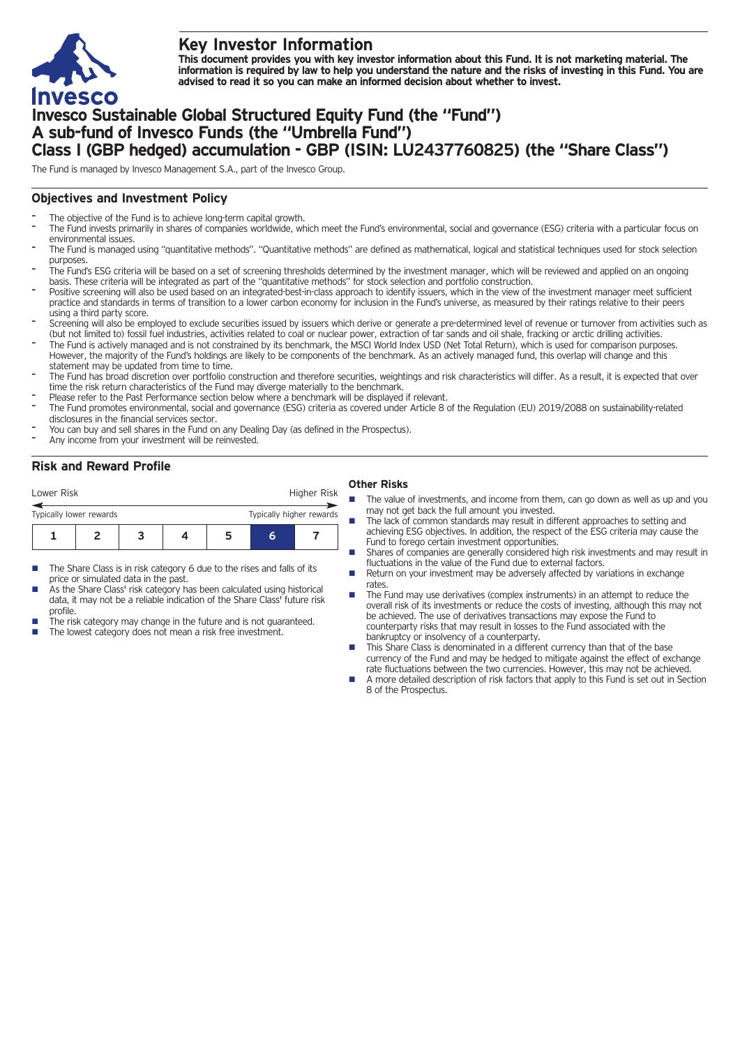# Key Investor Information

**This document provides you with key investor information about this Fund. It is not marketing material. The information is required by law to help you understand the nature and the risks of investing in this Fund. You are advised to read it so you can make an informed decision about whether to invest.**

# Invesco Sustainable Global Structured Equity Fund (the "Fund") A sub-fund of Invesco Funds (the "Umbrella Fund") Class I (GBP hedged) accumulation - GBP (ISIN: LU2437760825) (the "Share Class")

The Fund is managed by Invesco Management S.A., part of the Invesco Group.

## Objectives and Investment Policy

- The objective of the Fund is to achieve long-term capital growth.
- The Fund invests primarily in shares of companies worldwide, which meet the Fund's environmental, social and governance (ESG) criteria with a particular focus on environmental issues.
- The Fund is managed using "quantitative methods". "Quantitative methods" are defined as mathematical, logical and statistical techniques used for stock selection purposes.
- The Fund's ESG criteria will be based on a set of screening thresholds determined by the investment manager, which will be reviewed and applied on an ongoing basis. These criteria will be integrated as part of the "quantitative methods" for stock selection and portfolio construction.
- Positive screening will also be used based on an integrated-best-in-class approach to identify issuers, which in the view of the investment manager meet sufficient practice and standards in terms of transition to a lower carbon economy for inclusion in the Fund's universe, as measured by their ratings relative to their peers using a third party score.
- Screening will also be employed to exclude securities issued by issuers which derive or generate a pre-determined level of revenue or turnover from activities such as (but not limited to) fossil fuel industries, activities related to coal or nuclear power, extraction of tar sands and oil shale, fracking or arctic drilling activities.
- The Fund is actively managed and is not constrained by its benchmark, the MSCI World Index USD (Net Total Return), which is used for comparison purposes. However, the majority of the Fund's holdings are likely to be components of the benchmark. As an actively managed fund, this overlap will change and this statement may be updated from time to time.
- The Fund has broad discretion over portfolio construction and therefore securities, weightings and risk characteristics will differ. As a result, it is expected that over time the risk return characteristics of the Fund may diverge materially to the benchmark.
- Please refer to the Past Performance section below where a benchmark will be displayed if relevant.
- The Fund promotes environmental, social and governance (ESG) criteria as covered under Article 8 of the Regulation (EU) 2019/2088 on sustainability-related disclosures in the financial services sector.
- You can buy and sell shares in the Fund on any Dealing Day (as defined in the Prospectus).
- Any income from your investment will be reinvested.

## Risk and Reward Profile

| Lower Risk | | | | | | Higher Risk |
|---|---|---|---|---|---|---|
| Typically lower rewards | | | | | | Typically higher rewards |
| 1 | 2 | 3 | 4 | 5 | **6** | 7 |

- The Share Class is in risk category 6 due to the rises and falls of its price or simulated data in the past.
- As the Share Class' risk category has been calculated using historical data, it may not be a reliable indication of the Share Class' future risk profile.
- The risk category may change in the future and is not guaranteed.
- The lowest category does not mean a risk free investment.

### Other Risks

- The value of investments, and income from them, can go down as well as up and you may not get back the full amount you invested.
- The lack of common standards may result in different approaches to setting and achieving ESG objectives. In addition, the respect of the ESG criteria may cause the Fund to forego certain investment opportunities.
- Shares of companies are generally considered high risk investments and may result in fluctuations in the value of the Fund due to external factors.
- Return on your investment may be adversely affected by variations in exchange rates.
- The Fund may use derivatives (complex instruments) in an attempt to reduce the overall risk of its investments or reduce the costs of investing, although this may not be achieved. The use of derivatives transactions may expose the Fund to counterparty risks that may result in losses to the Fund associated with the bankruptcy or insolvency of a counterparty.
- This Share Class is denominated in a different currency than that of the base currency of the Fund and may be hedged to mitigate against the effect of exchange rate fluctuations between the two currencies. However, this may not be achieved.
- A more detailed description of risk factors that apply to this Fund is set out in Section 8 of the Prospectus.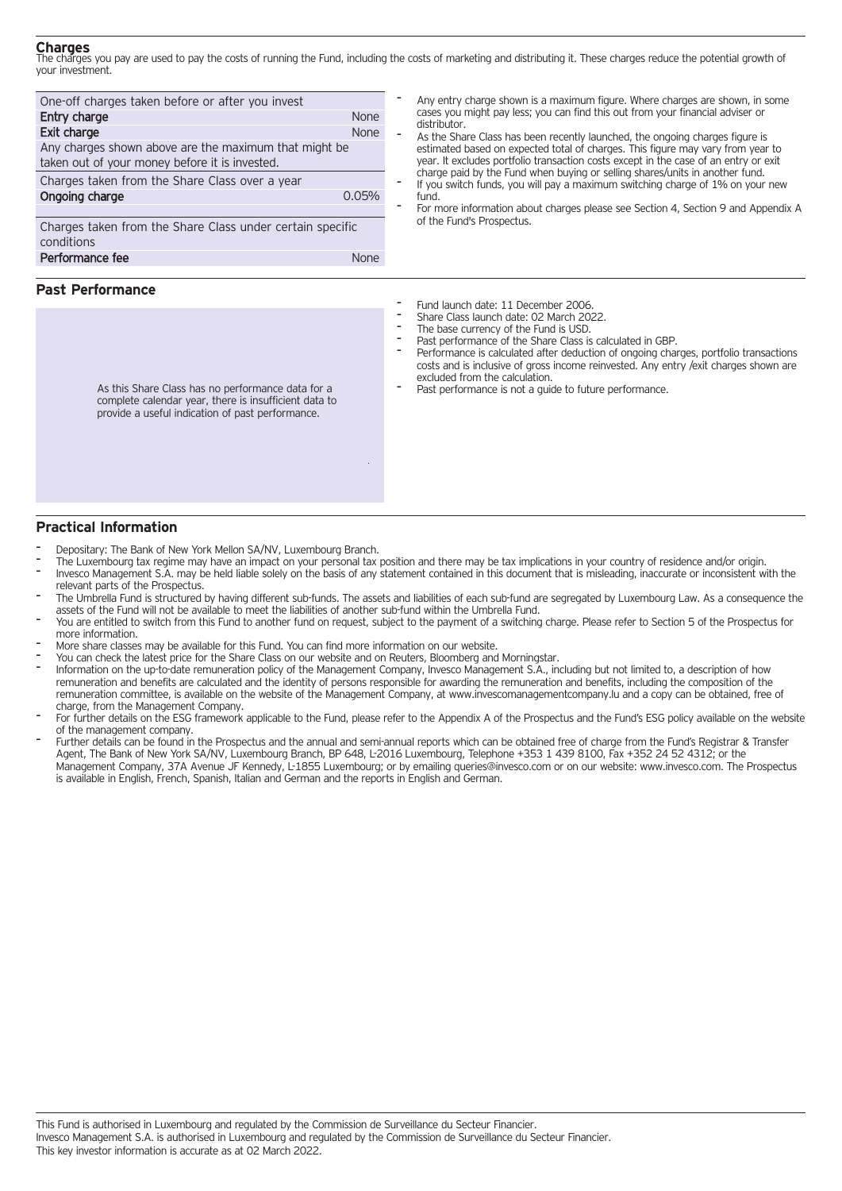## Charges

The charges you pay are used to pay the costs of running the Fund, including the costs of marketing and distributing it. These charges reduce the potential growth of your investment.

| | |
|---|---|
| One-off charges taken before or after you invest | |
| **Entry charge** | None |
| **Exit charge** | None |
| Any charges shown above are the maximum that might be taken out of your money before it is invested. | |
| Charges taken from the Share Class over a year | |
| **Ongoing charge** | 0.05% |
| Charges taken from the Share Class under certain specific conditions | |
| **Performance fee** | None |

- Any entry charge shown is a maximum figure. Where charges are shown, in some cases you might pay less; you can find this out from your financial adviser or distributor.
- As the Share Class has been recently launched, the ongoing charges figure is estimated based on expected total of charges. This figure may vary from year to year. It excludes portfolio transaction costs except in the case of an entry or exit charge paid by the Fund when buying or selling shares/units in another fund.
- If you switch funds, you will pay a maximum switching charge of 1% on your new fund.
- For more information about charges please see Section 4, Section 9 and Appendix A of the Fund's Prospectus.

## Past Performance

As this Share Class has no performance data for a complete calendar year, there is insufficient data to provide a useful indication of past performance.

- Fund launch date: 11 December 2006.
- Share Class launch date: 02 March 2022.
- The base currency of the Fund is USD.
- Past performance of the Share Class is calculated in GBP.
- Performance is calculated after deduction of ongoing charges, portfolio transactions costs and is inclusive of gross income reinvested. Any entry /exit charges shown are excluded from the calculation.
- Past performance is not a guide to future performance.

## Practical Information

- Depositary: The Bank of New York Mellon SA/NV, Luxembourg Branch.
- The Luxembourg tax regime may have an impact on your personal tax position and there may be tax implications in your country of residence and/or origin.
- Invesco Management S.A. may be held liable solely on the basis of any statement contained in this document that is misleading, inaccurate or inconsistent with the relevant parts of the Prospectus.
- The Umbrella Fund is structured by having different sub-funds. The assets and liabilities of each sub-fund are segregated by Luxembourg Law. As a consequence the assets of the Fund will not be available to meet the liabilities of another sub-fund within the Umbrella Fund.
- You are entitled to switch from this Fund to another fund on request, subject to the payment of a switching charge. Please refer to Section 5 of the Prospectus for more information.
- More share classes may be available for this Fund. You can find more information on our website.
- You can check the latest price for the Share Class on our website and on Reuters, Bloomberg and Morningstar.
- Information on the up-to-date remuneration policy of the Management Company, Invesco Management S.A., including but not limited to, a description of how remuneration and benefits are calculated and the identity of persons responsible for awarding the remuneration and benefits, including the composition of the remuneration committee, is available on the website of the Management Company, at www.invescomanagementcompany.lu and a copy can be obtained, free of charge, from the Management Company.
- For further details on the ESG framework applicable to the Fund, please refer to the Appendix A of the Prospectus and the Fund's ESG policy available on the website of the management company.
- Further details can be found in the Prospectus and the annual and semi-annual reports which can be obtained free of charge from the Fund's Registrar & Transfer Agent, The Bank of New York SA/NV, Luxembourg Branch, BP 648, L-2016 Luxembourg, Telephone +353 1 439 8100, Fax +352 24 52 4312; or the Management Company, 37A Avenue JF Kennedy, L-1855 Luxembourg; or by emailing queries@invesco.com or on our website: www.invesco.com. The Prospectus is available in English, French, Spanish, Italian and German and the reports in English and German.

This Fund is authorised in Luxembourg and regulated by the Commission de Surveillance du Secteur Financier.
Invesco Management S.A. is authorised in Luxembourg and regulated by the Commission de Surveillance du Secteur Financier.
This key investor information is accurate as at 02 March 2022.